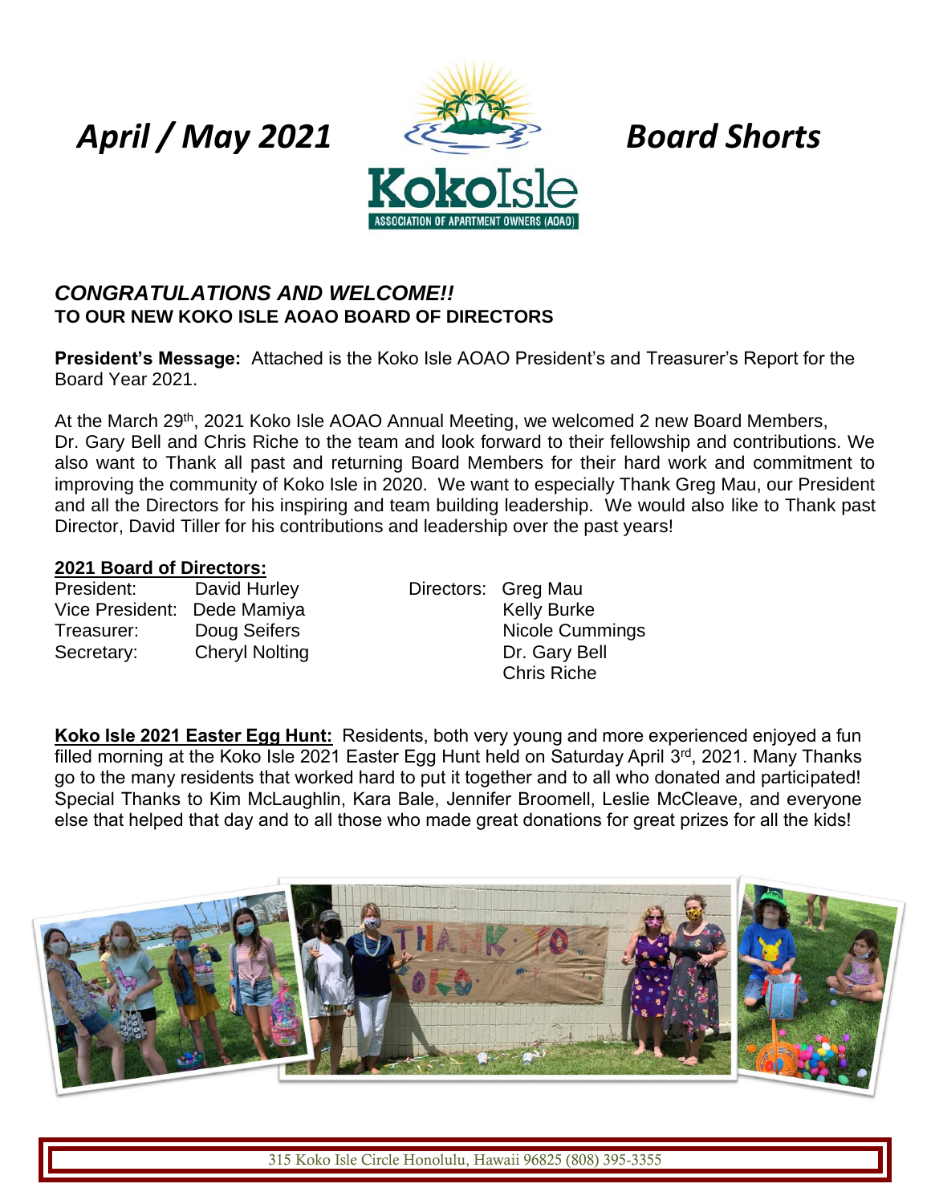# *April / May 2021* *Board Shorts*

KokoIsle
ASSOCIATION OF APARTMENT OWNERS (AOAO)

***CONGRATULATIONS AND WELCOME!!***
**TO OUR NEW KOKO ISLE AOAO BOARD OF DIRECTORS**

**President's Message:** Attached is the Koko Isle AOAO President's and Treasurer's Report for the Board Year 2021.

At the March 29th, 2021 Koko Isle AOAO Annual Meeting, we welcomed 2 new Board Members, Dr. Gary Bell and Chris Riche to the team and look forward to their fellowship and contributions. We also want to Thank all past and returning Board Members for their hard work and commitment to improving the community of Koko Isle in 2020. We want to especially Thank Greg Mau, our President and all the Directors for his inspiring and team building leadership. We would also like to Thank past Director, David Tiller for his contributions and leadership over the past years!

**2021 Board of Directors:**

President: David Hurley
Vice President: Dede Mamiya
Treasurer: Doug Seifers
Secretary: Cheryl Nolting

Directors: Greg Mau
Kelly Burke
Nicole Cummings
Dr. Gary Bell
Chris Riche

**Koko Isle 2021 Easter Egg Hunt:** Residents, both very young and more experienced enjoyed a fun filled morning at the Koko Isle 2021 Easter Egg Hunt held on Saturday April 3rd, 2021. Many Thanks go to the many residents that worked hard to put it together and to all who donated and participated! Special Thanks to Kim McLaughlin, Kara Bale, Jennifer Broomell, Leslie McCleave, and everyone else that helped that day and to all those who made great donations for great prizes for all the kids!

315 Koko Isle Circle Honolulu, Hawaii 96825 (808) 395-3355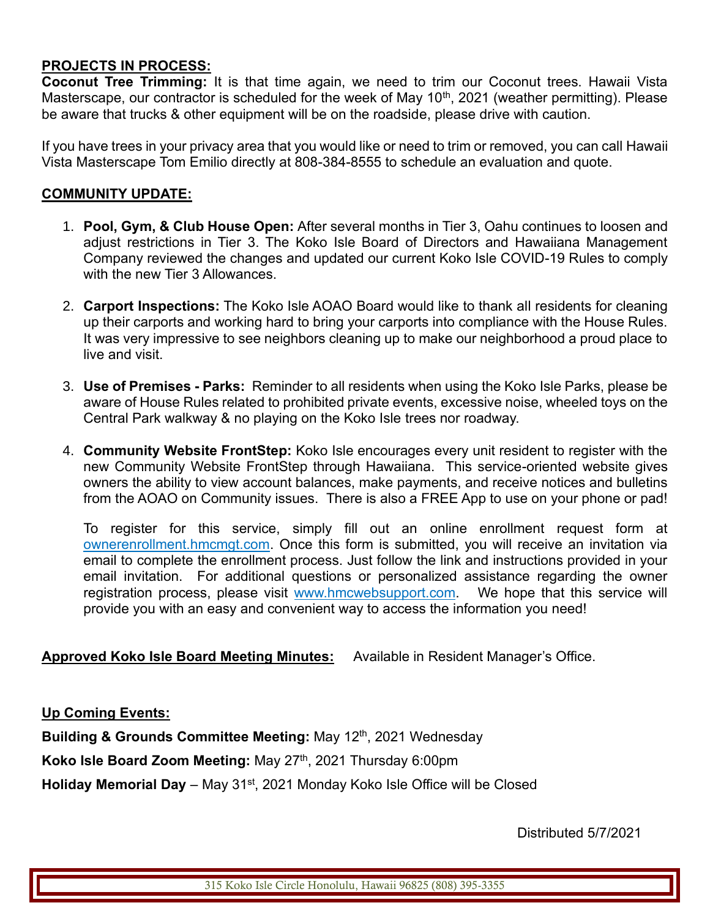**PROJECTS IN PROCESS:**

**Coconut Tree Trimming:** It is that time again, we need to trim our Coconut trees. Hawaii Vista Masterscape, our contractor is scheduled for the week of May 10th, 2021 (weather permitting). Please be aware that trucks & other equipment will be on the roadside, please drive with caution.

If you have trees in your privacy area that you would like or need to trim or removed, you can call Hawaii Vista Masterscape Tom Emilio directly at 808-384-8555 to schedule an evaluation and quote.

**COMMUNITY UPDATE:**

1. **Pool, Gym, & Club House Open:** After several months in Tier 3, Oahu continues to loosen and adjust restrictions in Tier 3. The Koko Isle Board of Directors and Hawaiiana Management Company reviewed the changes and updated our current Koko Isle COVID-19 Rules to comply with the new Tier 3 Allowances.

2. **Carport Inspections:** The Koko Isle AOAO Board would like to thank all residents for cleaning up their carports and working hard to bring your carports into compliance with the House Rules. It was very impressive to see neighbors cleaning up to make our neighborhood a proud place to live and visit.

3. **Use of Premises - Parks:** Reminder to all residents when using the Koko Isle Parks, please be aware of House Rules related to prohibited private events, excessive noise, wheeled toys on the Central Park walkway & no playing on the Koko Isle trees nor roadway.

4. **Community Website FrontStep:** Koko Isle encourages every unit resident to register with the new Community Website FrontStep through Hawaiiana. This service-oriented website gives owners the ability to view account balances, make payments, and receive notices and bulletins from the AOAO on Community issues. There is also a FREE App to use on your phone or pad!

   To register for this service, simply fill out an online enrollment request form at ownerenrollment.hmcmgt.com. Once this form is submitted, you will receive an invitation via email to complete the enrollment process. Just follow the link and instructions provided in your email invitation. For additional questions or personalized assistance regarding the owner registration process, please visit www.hmcwebsupport.com. We hope that this service will provide you with an easy and convenient way to access the information you need!

**Approved Koko Isle Board Meeting Minutes:** Available in Resident Manager's Office.

**Up Coming Events:**

**Building & Grounds Committee Meeting:** May 12th, 2021 Wednesday

**Koko Isle Board Zoom Meeting:** May 27th, 2021 Thursday 6:00pm

**Holiday Memorial Day** – May 31st, 2021 Monday Koko Isle Office will be Closed

Distributed 5/7/2021

315 Koko Isle Circle Honolulu, Hawaii 96825 (808) 395-3355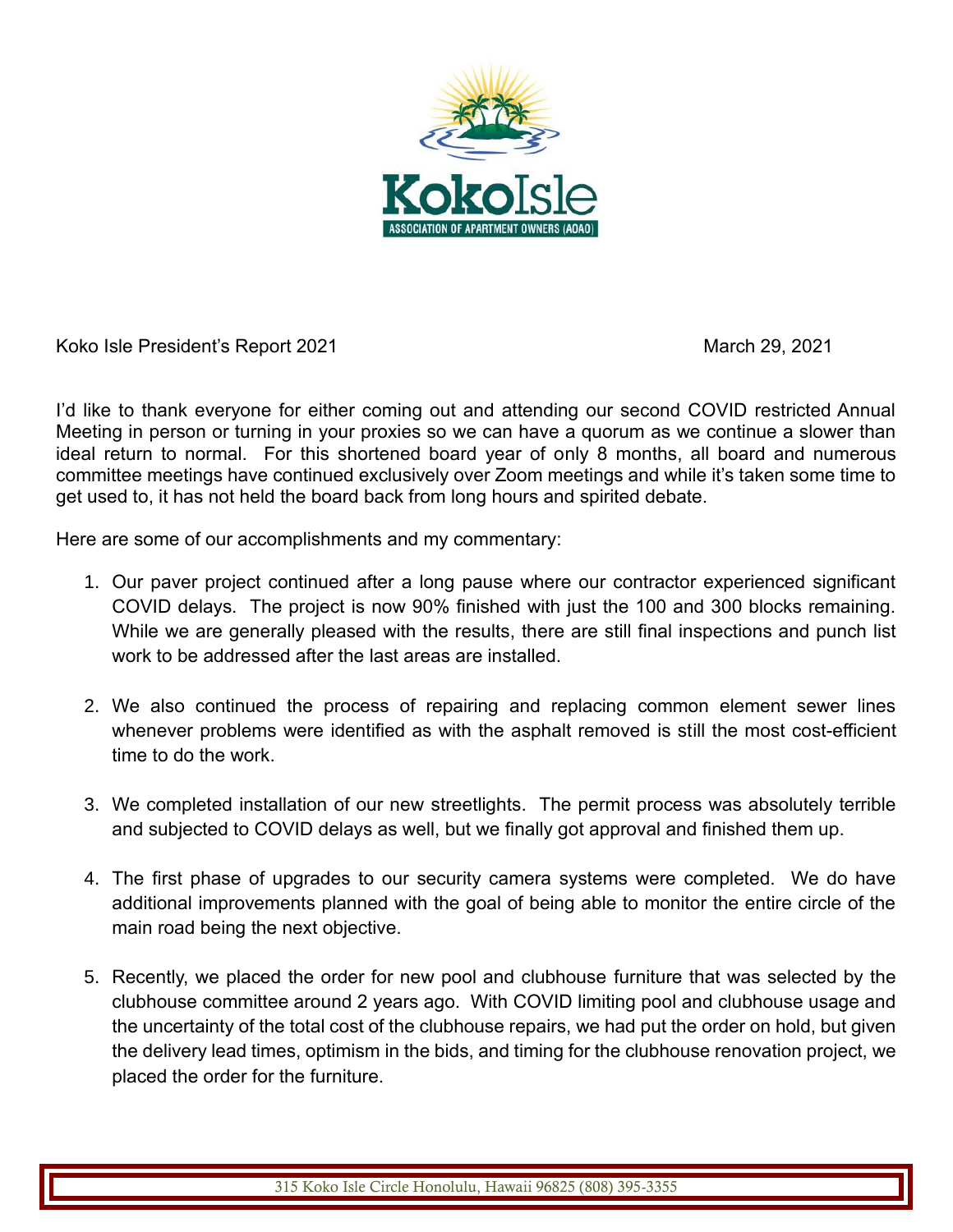Koko Isle President's Report 2021 March 29, 2021

I'd like to thank everyone for either coming out and attending our second COVID restricted Annual Meeting in person or turning in your proxies so we can have a quorum as we continue a slower than ideal return to normal. For this shortened board year of only 8 months, all board and numerous committee meetings have continued exclusively over Zoom meetings and while it's taken some time to get used to, it has not held the board back from long hours and spirited debate.

Here are some of our accomplishments and my commentary:

1. Our paver project continued after a long pause where our contractor experienced significant COVID delays. The project is now 90% finished with just the 100 and 300 blocks remaining. While we are generally pleased with the results, there are still final inspections and punch list work to be addressed after the last areas are installed.

2. We also continued the process of repairing and replacing common element sewer lines whenever problems were identified as with the asphalt removed is still the most cost-efficient time to do the work.

3. We completed installation of our new streetlights. The permit process was absolutely terrible and subjected to COVID delays as well, but we finally got approval and finished them up.

4. The first phase of upgrades to our security camera systems were completed. We do have additional improvements planned with the goal of being able to monitor the entire circle of the main road being the next objective.

5. Recently, we placed the order for new pool and clubhouse furniture that was selected by the clubhouse committee around 2 years ago. With COVID limiting pool and clubhouse usage and the uncertainty of the total cost of the clubhouse repairs, we had put the order on hold, but given the delivery lead times, optimism in the bids, and timing for the clubhouse renovation project, we placed the order for the furniture.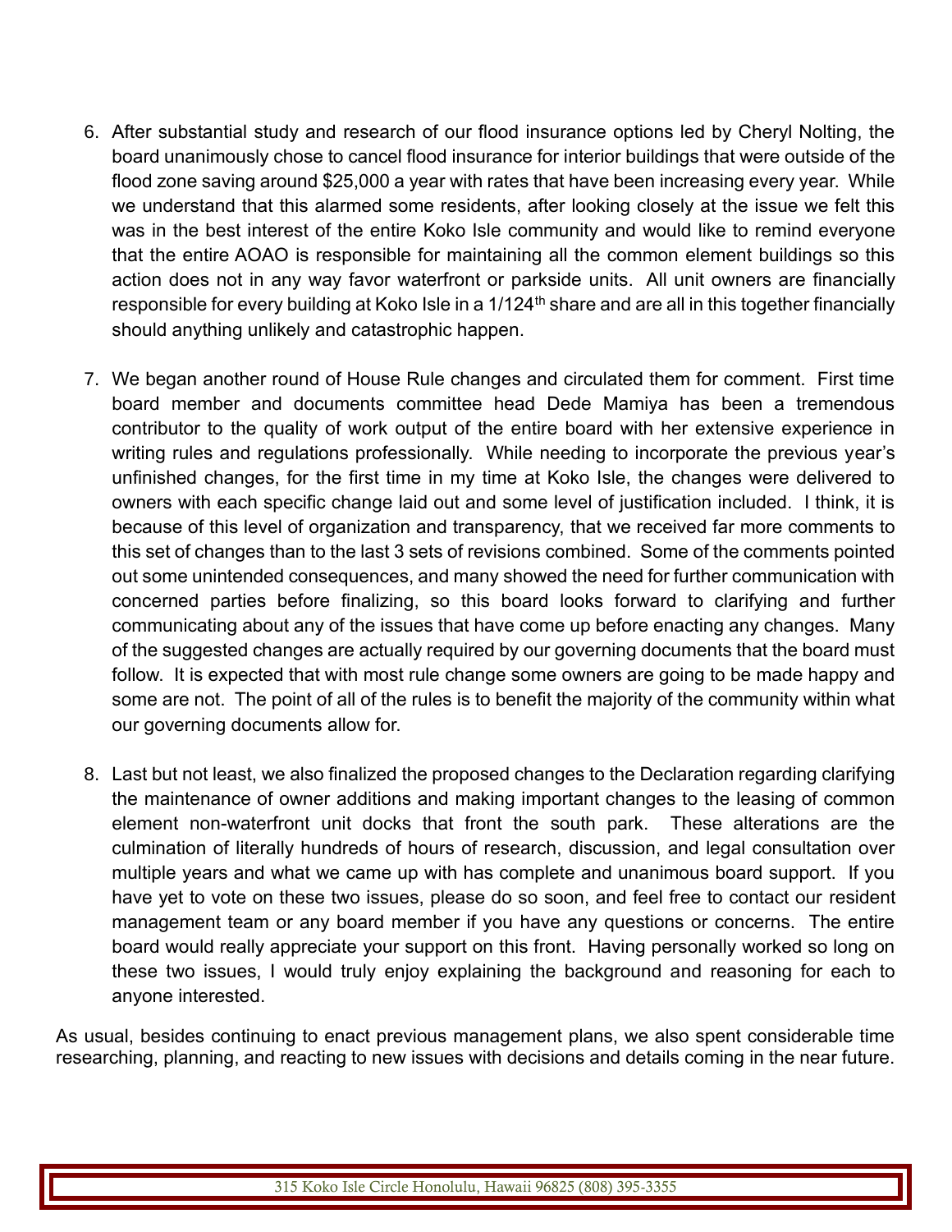6. After substantial study and research of our flood insurance options led by Cheryl Nolting, the board unanimously chose to cancel flood insurance for interior buildings that were outside of the flood zone saving around $25,000 a year with rates that have been increasing every year. While we understand that this alarmed some residents, after looking closely at the issue we felt this was in the best interest of the entire Koko Isle community and would like to remind everyone that the entire AOAO is responsible for maintaining all the common element buildings so this action does not in any way favor waterfront or parkside units. All unit owners are financially responsible for every building at Koko Isle in a 1/124th share and are all in this together financially should anything unlikely and catastrophic happen.

7. We began another round of House Rule changes and circulated them for comment. First time board member and documents committee head Dede Mamiya has been a tremendous contributor to the quality of work output of the entire board with her extensive experience in writing rules and regulations professionally. While needing to incorporate the previous year's unfinished changes, for the first time in my time at Koko Isle, the changes were delivered to owners with each specific change laid out and some level of justification included. I think, it is because of this level of organization and transparency, that we received far more comments to this set of changes than to the last 3 sets of revisions combined. Some of the comments pointed out some unintended consequences, and many showed the need for further communication with concerned parties before finalizing, so this board looks forward to clarifying and further communicating about any of the issues that have come up before enacting any changes. Many of the suggested changes are actually required by our governing documents that the board must follow. It is expected that with most rule change some owners are going to be made happy and some are not. The point of all of the rules is to benefit the majority of the community within what our governing documents allow for.

8. Last but not least, we also finalized the proposed changes to the Declaration regarding clarifying the maintenance of owner additions and making important changes to the leasing of common element non-waterfront unit docks that front the south park. These alterations are the culmination of literally hundreds of hours of research, discussion, and legal consultation over multiple years and what we came up with has complete and unanimous board support. If you have yet to vote on these two issues, please do so soon, and feel free to contact our resident management team or any board member if you have any questions or concerns. The entire board would really appreciate your support on this front. Having personally worked so long on these two issues, I would truly enjoy explaining the background and reasoning for each to anyone interested.

As usual, besides continuing to enact previous management plans, we also spent considerable time researching, planning, and reacting to new issues with decisions and details coming in the near future.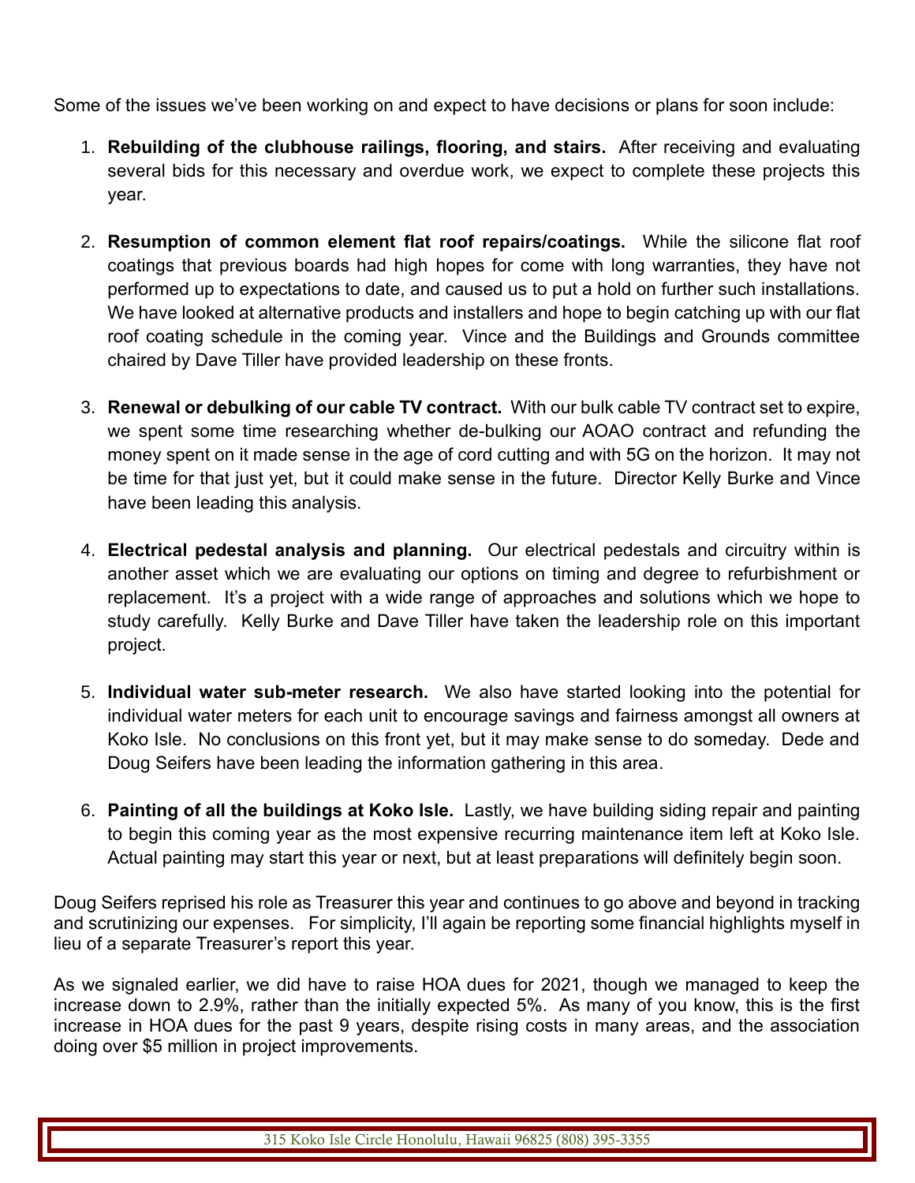Some of the issues we've been working on and expect to have decisions or plans for soon include:

1. **Rebuilding of the clubhouse railings, flooring, and stairs.** After receiving and evaluating several bids for this necessary and overdue work, we expect to complete these projects this year.

2. **Resumption of common element flat roof repairs/coatings.** While the silicone flat roof coatings that previous boards had high hopes for come with long warranties, they have not performed up to expectations to date, and caused us to put a hold on further such installations. We have looked at alternative products and installers and hope to begin catching up with our flat roof coating schedule in the coming year. Vince and the Buildings and Grounds committee chaired by Dave Tiller have provided leadership on these fronts.

3. **Renewal or debulking of our cable TV contract.** With our bulk cable TV contract set to expire, we spent some time researching whether de-bulking our AOAO contract and refunding the money spent on it made sense in the age of cord cutting and with 5G on the horizon. It may not be time for that just yet, but it could make sense in the future. Director Kelly Burke and Vince have been leading this analysis.

4. **Electrical pedestal analysis and planning.** Our electrical pedestals and circuitry within is another asset which we are evaluating our options on timing and degree to refurbishment or replacement. It's a project with a wide range of approaches and solutions which we hope to study carefully. Kelly Burke and Dave Tiller have taken the leadership role on this important project.

5. **Individual water sub-meter research.** We also have started looking into the potential for individual water meters for each unit to encourage savings and fairness amongst all owners at Koko Isle. No conclusions on this front yet, but it may make sense to do someday. Dede and Doug Seifers have been leading the information gathering in this area.

6. **Painting of all the buildings at Koko Isle.** Lastly, we have building siding repair and painting to begin this coming year as the most expensive recurring maintenance item left at Koko Isle. Actual painting may start this year or next, but at least preparations will definitely begin soon.

Doug Seifers reprised his role as Treasurer this year and continues to go above and beyond in tracking and scrutinizing our expenses. For simplicity, I'll again be reporting some financial highlights myself in lieu of a separate Treasurer's report this year.

As we signaled earlier, we did have to raise HOA dues for 2021, though we managed to keep the increase down to 2.9%, rather than the initially expected 5%. As many of you know, this is the first increase in HOA dues for the past 9 years, despite rising costs in many areas, and the association doing over $5 million in project improvements.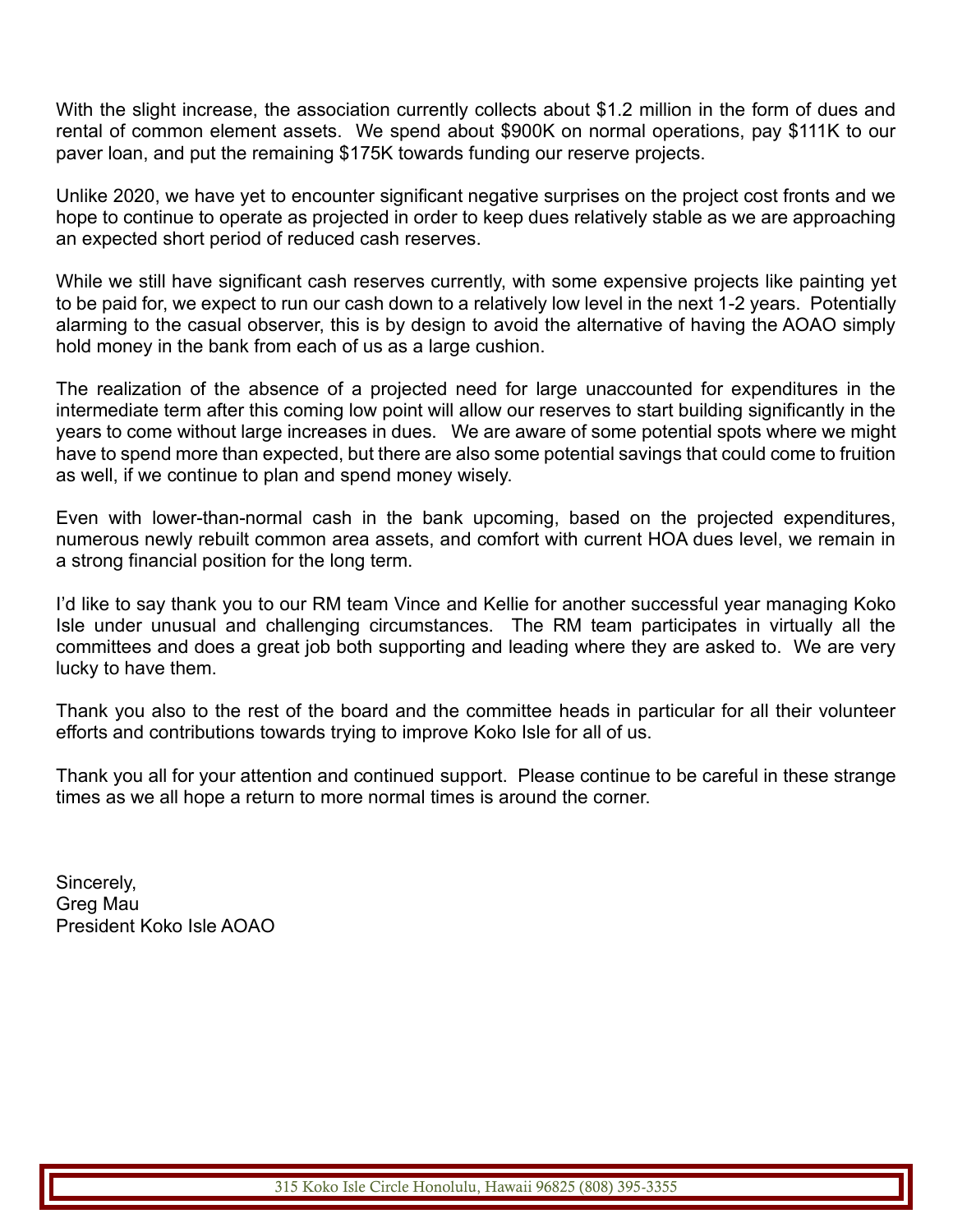With the slight increase, the association currently collects about $1.2 million in the form of dues and rental of common element assets. We spend about $900K on normal operations, pay $111K to our paver loan, and put the remaining $175K towards funding our reserve projects.

Unlike 2020, we have yet to encounter significant negative surprises on the project cost fronts and we hope to continue to operate as projected in order to keep dues relatively stable as we are approaching an expected short period of reduced cash reserves.

While we still have significant cash reserves currently, with some expensive projects like painting yet to be paid for, we expect to run our cash down to a relatively low level in the next 1-2 years. Potentially alarming to the casual observer, this is by design to avoid the alternative of having the AOAO simply hold money in the bank from each of us as a large cushion.

The realization of the absence of a projected need for large unaccounted for expenditures in the intermediate term after this coming low point will allow our reserves to start building significantly in the years to come without large increases in dues. We are aware of some potential spots where we might have to spend more than expected, but there are also some potential savings that could come to fruition as well, if we continue to plan and spend money wisely.

Even with lower-than-normal cash in the bank upcoming, based on the projected expenditures, numerous newly rebuilt common area assets, and comfort with current HOA dues level, we remain in a strong financial position for the long term.

I'd like to say thank you to our RM team Vince and Kellie for another successful year managing Koko Isle under unusual and challenging circumstances. The RM team participates in virtually all the committees and does a great job both supporting and leading where they are asked to. We are very lucky to have them.

Thank you also to the rest of the board and the committee heads in particular for all their volunteer efforts and contributions towards trying to improve Koko Isle for all of us.

Thank you all for your attention and continued support. Please continue to be careful in these strange times as we all hope a return to more normal times is around the corner.

Sincerely,
Greg Mau
President Koko Isle AOAO

315 Koko Isle Circle Honolulu, Hawaii 96825 (808) 395-3355